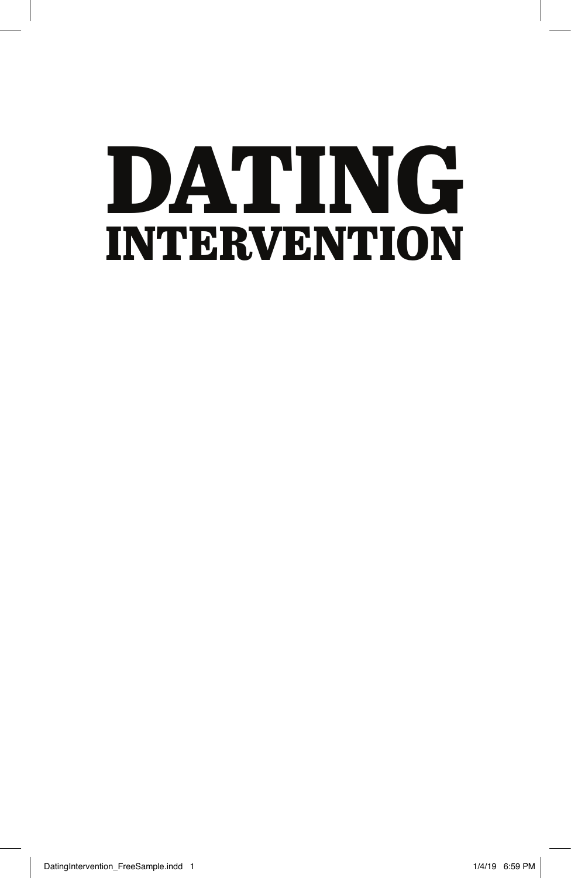# DATING
## INTERVENTION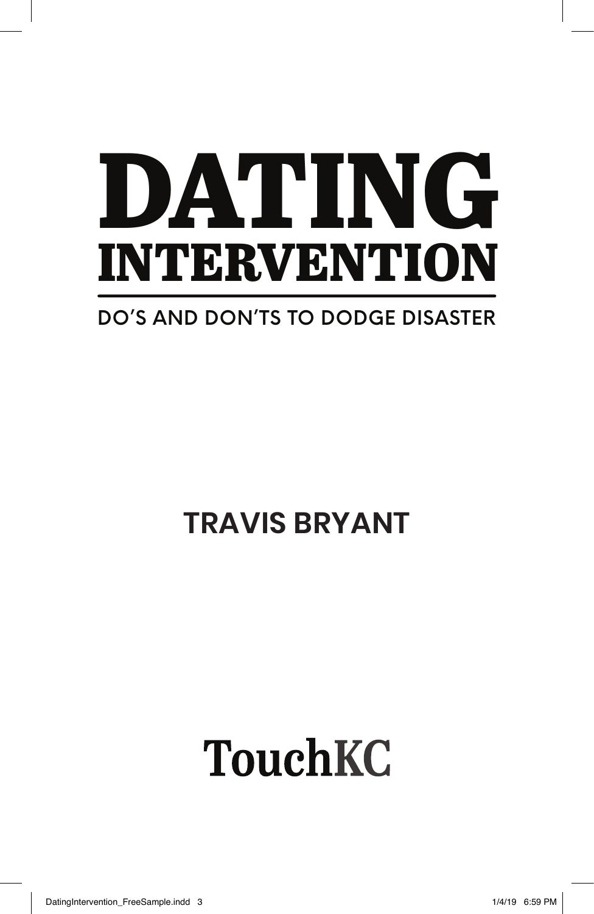# DATING INTERVENTION

## DO'S AND DON'TS TO DODGE DISASTER

**TRAVIS BRYANT**

TouchKC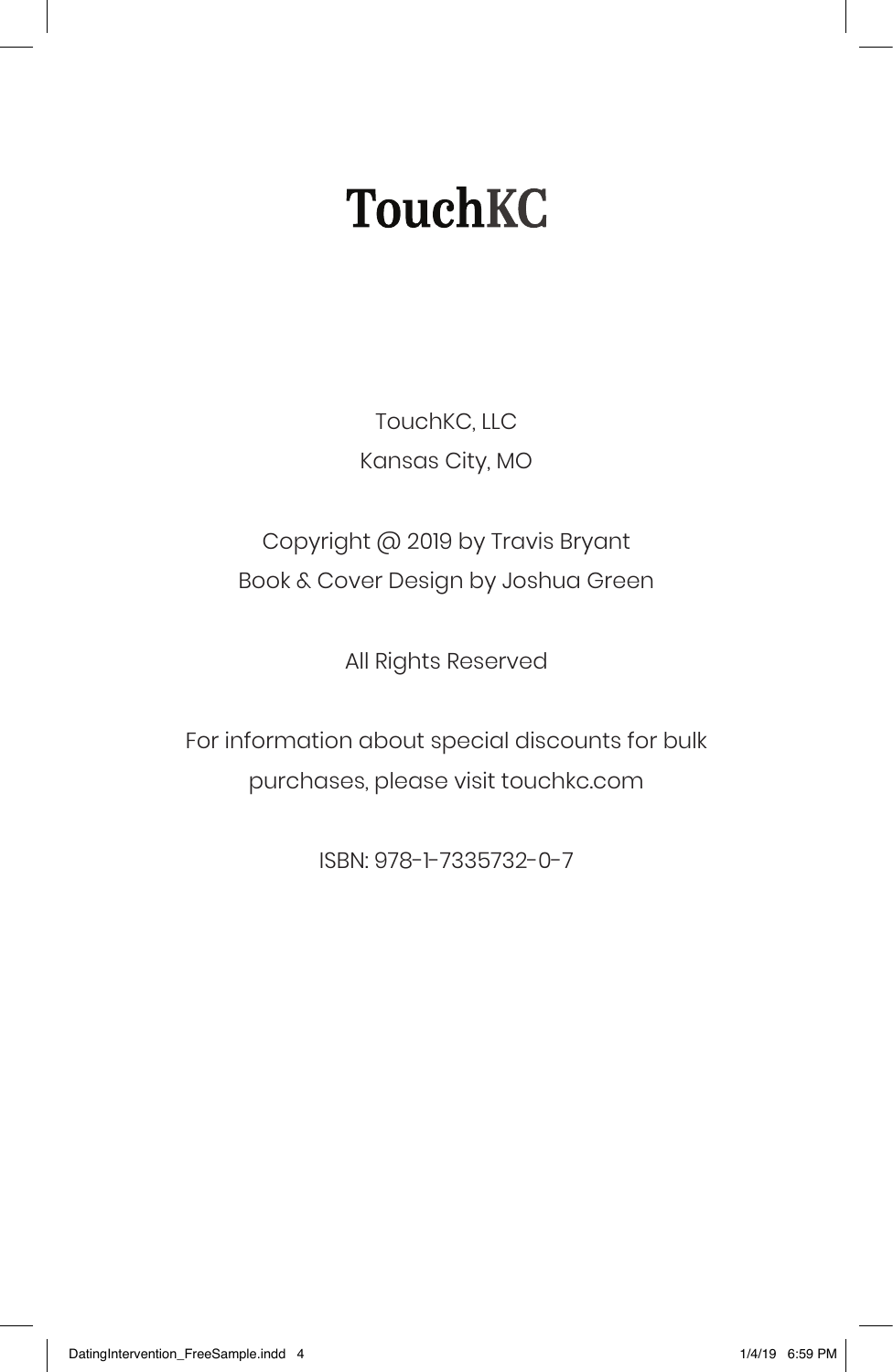# TouchKC

TouchKC, LLC
Kansas City, MO

Copyright @ 2019 by Travis Bryant
Book & Cover Design by Joshua Green

All Rights Reserved

For information about special discounts for bulk purchases, please visit touchkc.com

ISBN: 978-1-7335732-0-7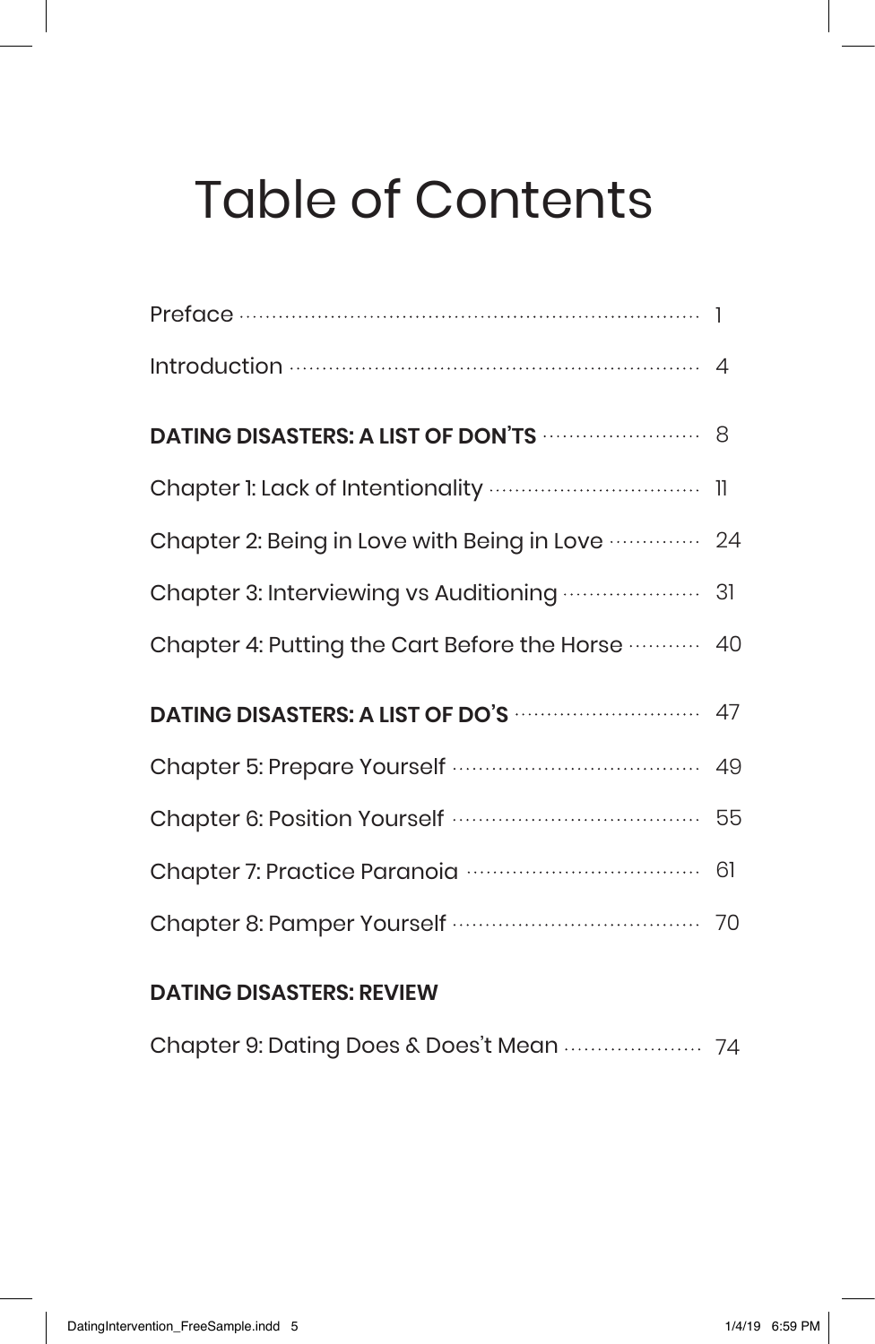# Table of Contents

Preface ........ 1

Introduction ........ 4

**DATING DISASTERS: A LIST OF DON'TS** ........ 8

Chapter 1: Lack of Intentionality ........ 11

Chapter 2: Being in Love with Being in Love ........ 24

Chapter 3: Interviewing vs Auditioning ........ 31

Chapter 4: Putting the Cart Before the Horse ........ 40

**DATING DISASTERS: A LIST OF DO'S** ........ 47

Chapter 5: Prepare Yourself ........ 49

Chapter 6: Position Yourself ........ 55

Chapter 7: Practice Paranoia ........ 61

Chapter 8: Pamper Yourself ........ 70

**DATING DISASTERS: REVIEW**

Chapter 9: Dating Does & Does't Mean ........ 74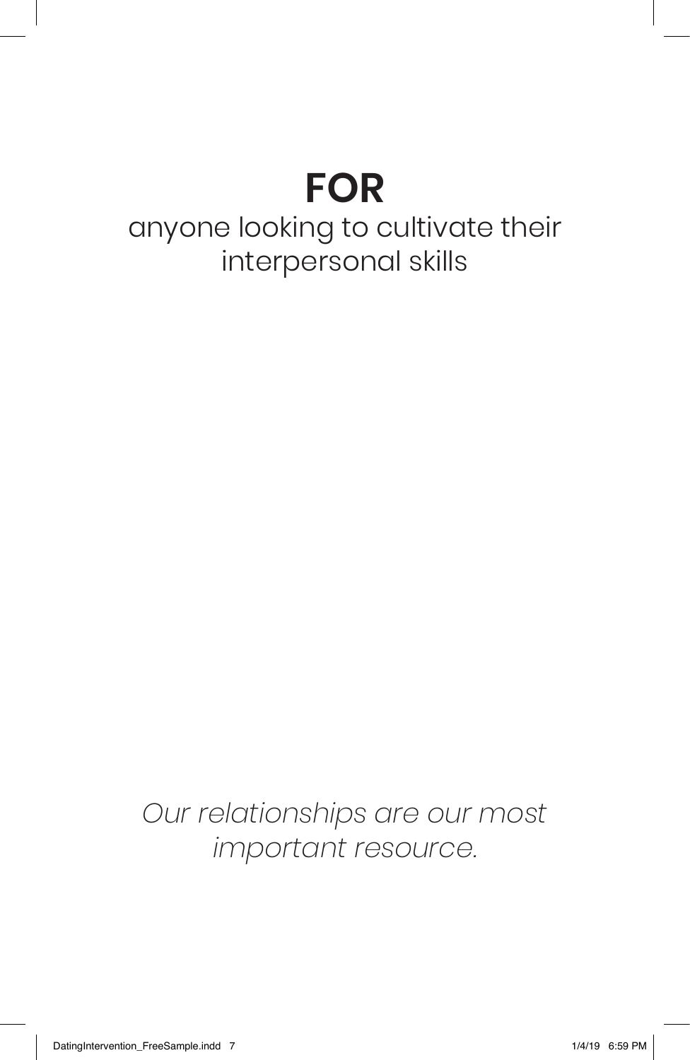# FOR

anyone looking to cultivate their interpersonal skills

*Our relationships are our most important resource.*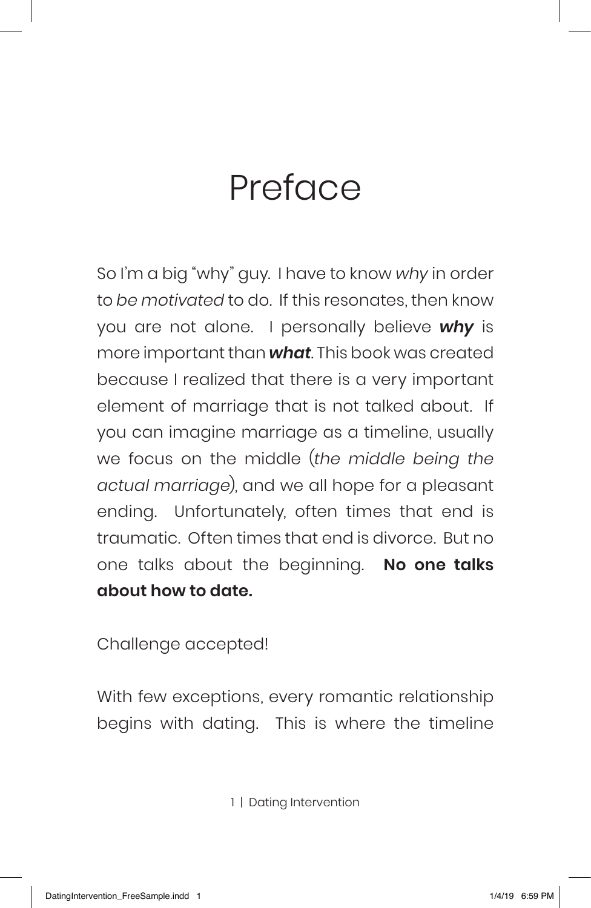# Preface

So I'm a big "why" guy. I have to know *why* in order to *be motivated* to do. If this resonates, then know you are not alone. I personally believe ***why*** is more important than ***what***. This book was created because I realized that there is a very important element of marriage that is not talked about. If you can imagine marriage as a timeline, usually we focus on the middle (*the middle being the actual marriage*), and we all hope for a pleasant ending. Unfortunately, often times that end is traumatic. Often times that end is divorce. But no one talks about the beginning. **No one talks about how to date.**

Challenge accepted!

With few exceptions, every romantic relationship begins with dating. This is where the timeline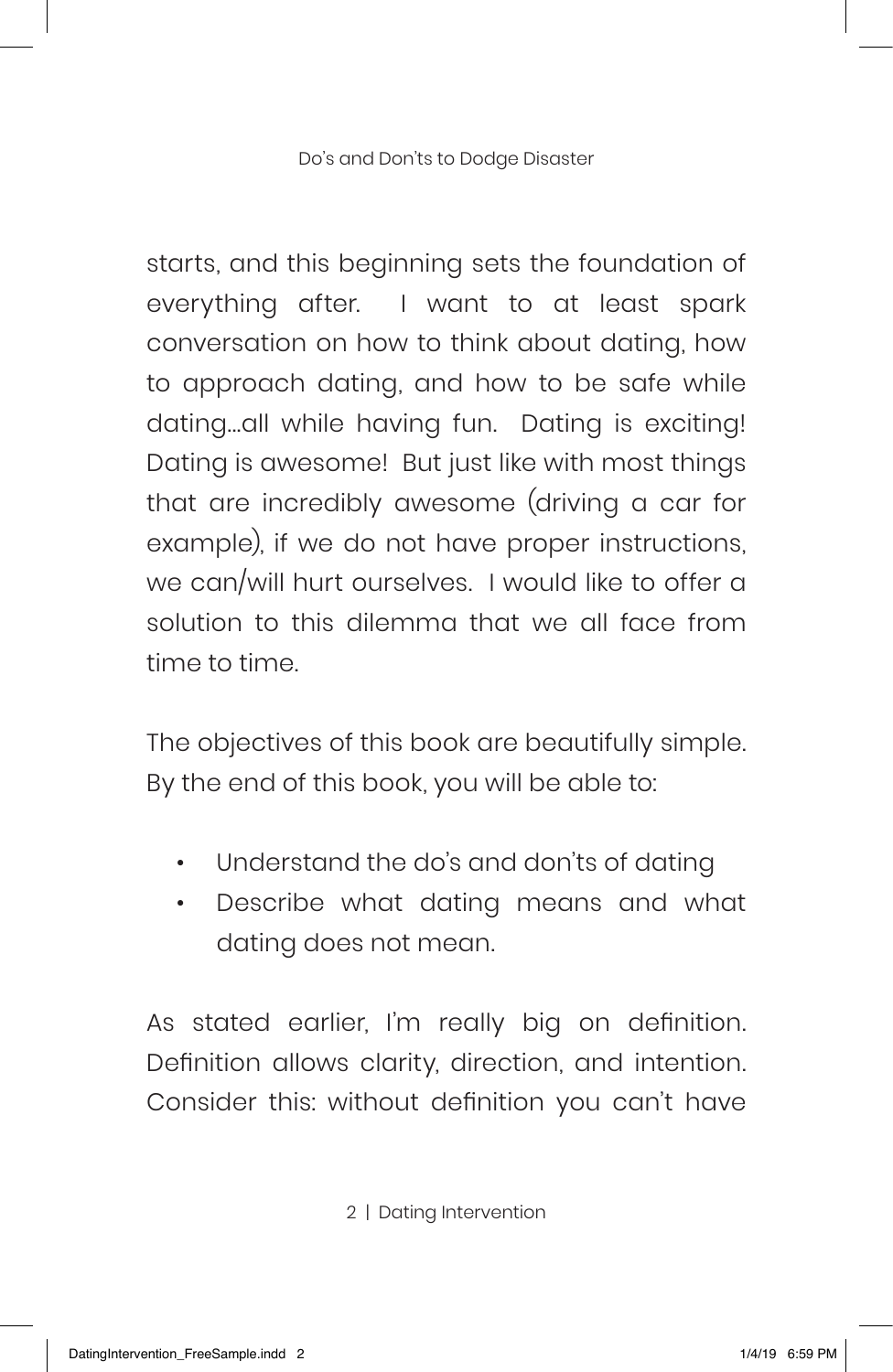starts, and this beginning sets the foundation of everything after. I want to at least spark conversation on how to think about dating, how to approach dating, and how to be safe while dating…all while having fun. Dating is exciting! Dating is awesome! But just like with most things that are incredibly awesome (driving a car for example), if we do not have proper instructions, we can/will hurt ourselves. I would like to offer a solution to this dilemma that we all face from time to time.

The objectives of this book are beautifully simple. By the end of this book, you will be able to:

- Understand the do's and don'ts of dating
- Describe what dating means and what dating does not mean.

As stated earlier, I'm really big on definition. Definition allows clarity, direction, and intention. Consider this: without definition you can't have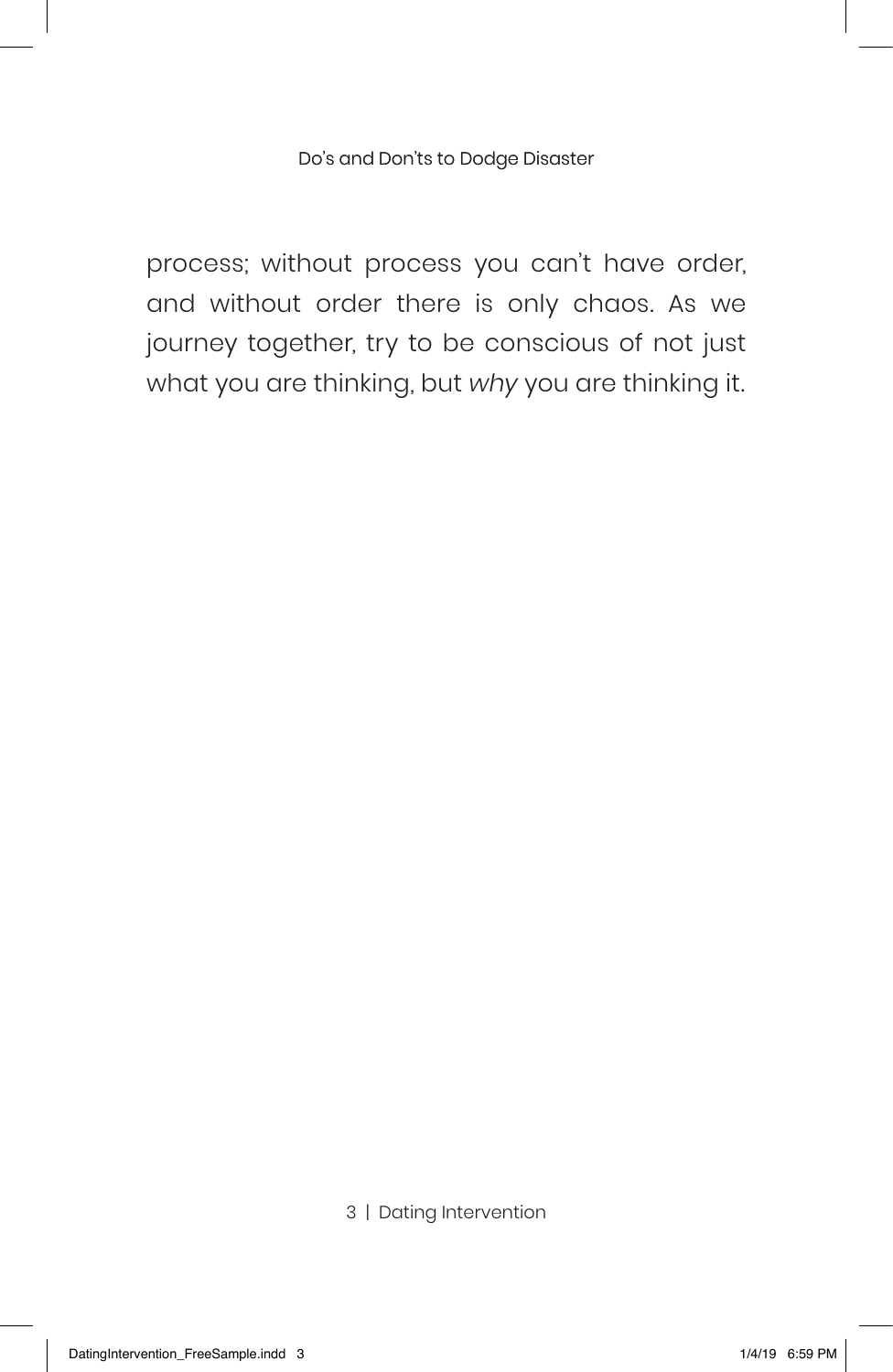process; without process you can't have order, and without order there is only chaos. As we journey together, try to be conscious of not just what you are thinking, but *why* you are thinking it.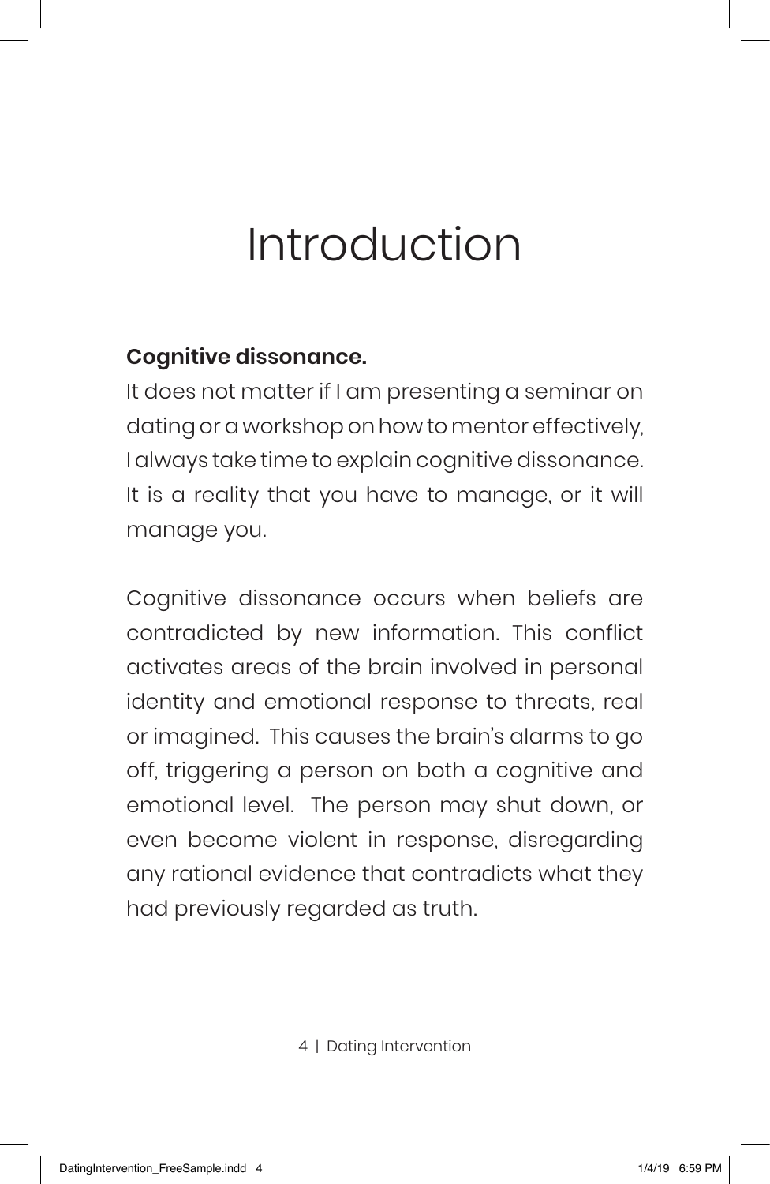# Introduction

**Cognitive dissonance.**

It does not matter if I am presenting a seminar on dating or a workshop on how to mentor effectively, I always take time to explain cognitive dissonance. It is a reality that you have to manage, or it will manage you.

Cognitive dissonance occurs when beliefs are contradicted by new information. This conflict activates areas of the brain involved in personal identity and emotional response to threats, real or imagined. This causes the brain's alarms to go off, triggering a person on both a cognitive and emotional level. The person may shut down, or even become violent in response, disregarding any rational evidence that contradicts what they had previously regarded as truth.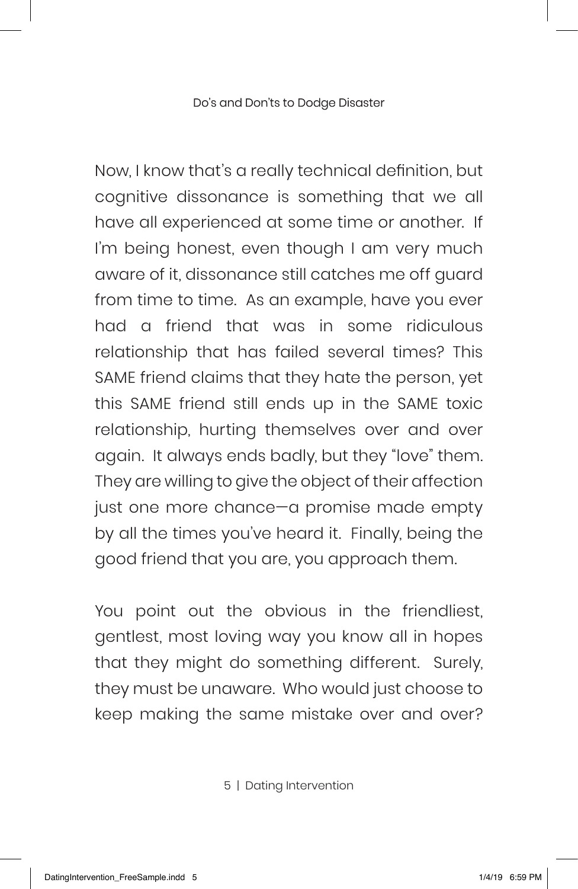Now, I know that's a really technical definition, but cognitive dissonance is something that we all have all experienced at some time or another. If I'm being honest, even though I am very much aware of it, dissonance still catches me off guard from time to time. As an example, have you ever had a friend that was in some ridiculous relationship that has failed several times? This SAME friend claims that they hate the person, yet this SAME friend still ends up in the SAME toxic relationship, hurting themselves over and over again. It always ends badly, but they "love" them. They are willing to give the object of their affection just one more chance—a promise made empty by all the times you've heard it. Finally, being the good friend that you are, you approach them.

You point out the obvious in the friendliest, gentlest, most loving way you know all in hopes that they might do something different. Surely, they must be unaware. Who would just choose to keep making the same mistake over and over?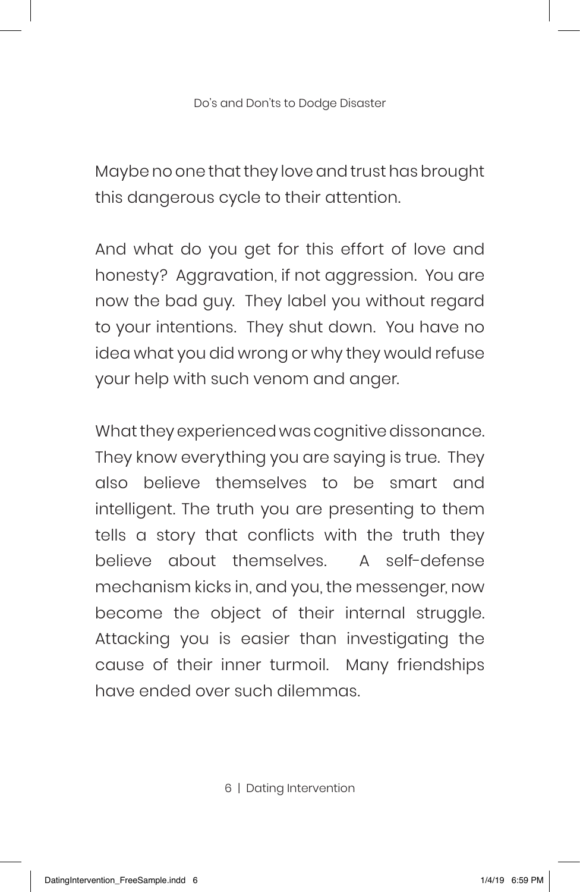Maybe no one that they love and trust has brought this dangerous cycle to their attention.

And what do you get for this effort of love and honesty? Aggravation, if not aggression. You are now the bad guy. They label you without regard to your intentions. They shut down. You have no idea what you did wrong or why they would refuse your help with such venom and anger.

What they experienced was cognitive dissonance. They know everything you are saying is true. They also believe themselves to be smart and intelligent. The truth you are presenting to them tells a story that conflicts with the truth they believe about themselves. A self-defense mechanism kicks in, and you, the messenger, now become the object of their internal struggle. Attacking you is easier than investigating the cause of their inner turmoil. Many friendships have ended over such dilemmas.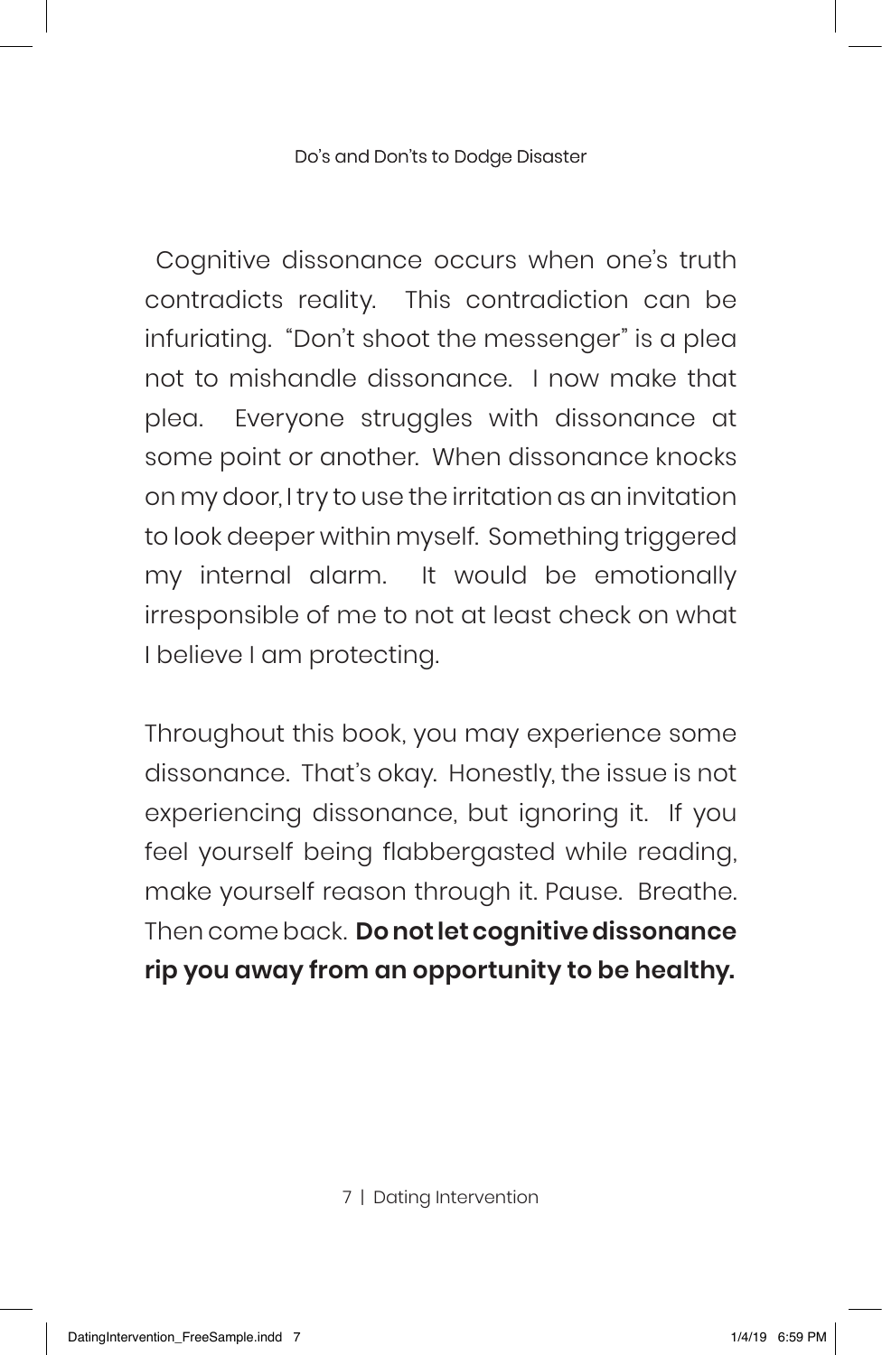Cognitive dissonance occurs when one's truth contradicts reality. This contradiction can be infuriating. "Don't shoot the messenger" is a plea not to mishandle dissonance. I now make that plea. Everyone struggles with dissonance at some point or another. When dissonance knocks on my door, I try to use the irritation as an invitation to look deeper within myself. Something triggered my internal alarm. It would be emotionally irresponsible of me to not at least check on what I believe I am protecting.

Throughout this book, you may experience some dissonance. That's okay. Honestly, the issue is not experiencing dissonance, but ignoring it. If you feel yourself being flabbergasted while reading, make yourself reason through it. Pause. Breathe. Then come back. **Do not let cognitive dissonance rip you away from an opportunity to be healthy.**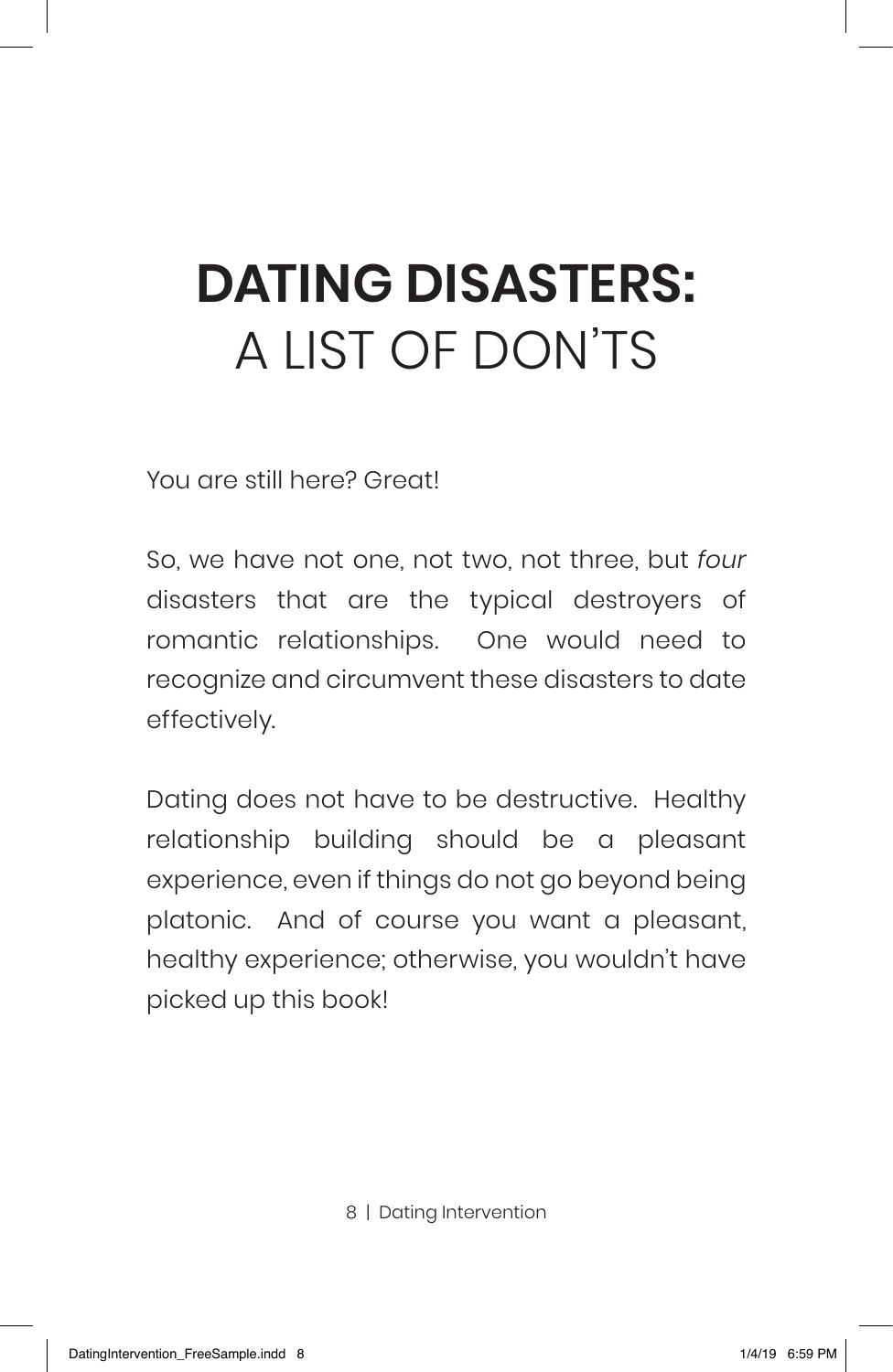# **DATING DISASTERS:** A LIST OF DON'TS

You are still here? Great!

So, we have not one, not two, not three, but *four* disasters that are the typical destroyers of romantic relationships. One would need to recognize and circumvent these disasters to date effectively.

Dating does not have to be destructive. Healthy relationship building should be a pleasant experience, even if things do not go beyond being platonic. And of course you want a pleasant, healthy experience; otherwise, you wouldn't have picked up this book!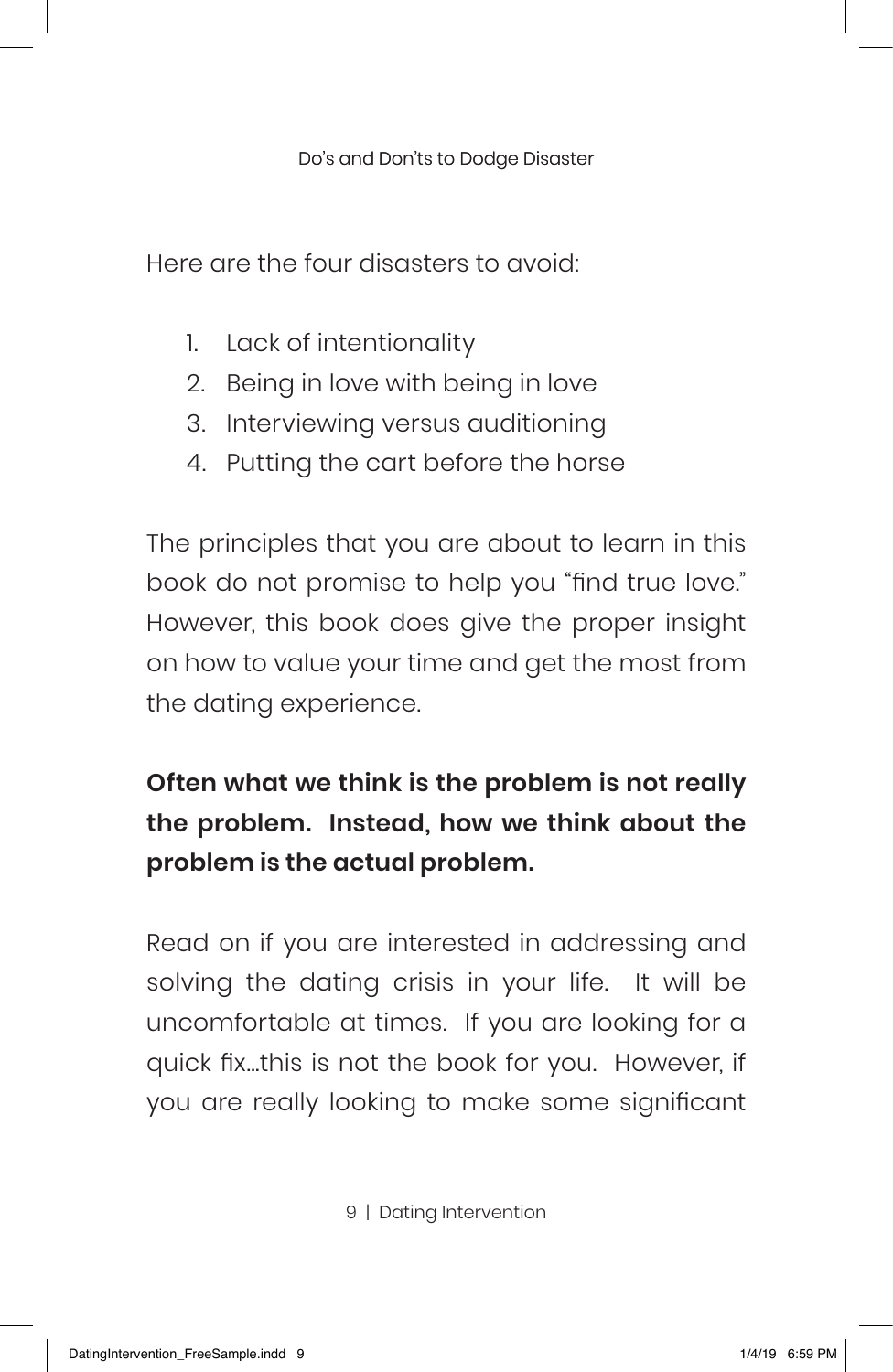Here are the four disasters to avoid:

1. Lack of intentionality
2. Being in love with being in love
3. Interviewing versus auditioning
4. Putting the cart before the horse

The principles that you are about to learn in this book do not promise to help you "find true love." However, this book does give the proper insight on how to value your time and get the most from the dating experience.

**Often what we think is the problem is not really the problem. Instead, how we think about the problem is the actual problem.**

Read on if you are interested in addressing and solving the dating crisis in your life. It will be uncomfortable at times. If you are looking for a quick fix…this is not the book for you. However, if you are really looking to make some significant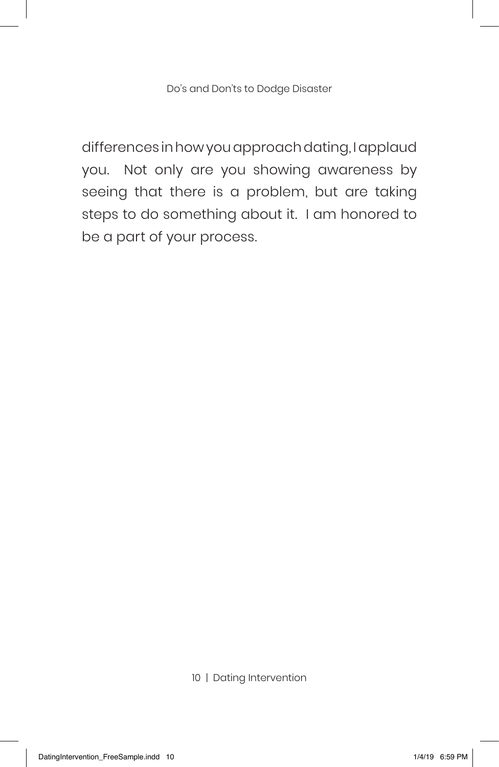differences in how you approach dating, I applaud you. Not only are you showing awareness by seeing that there is a problem, but are taking steps to do something about it. I am honored to be a part of your process.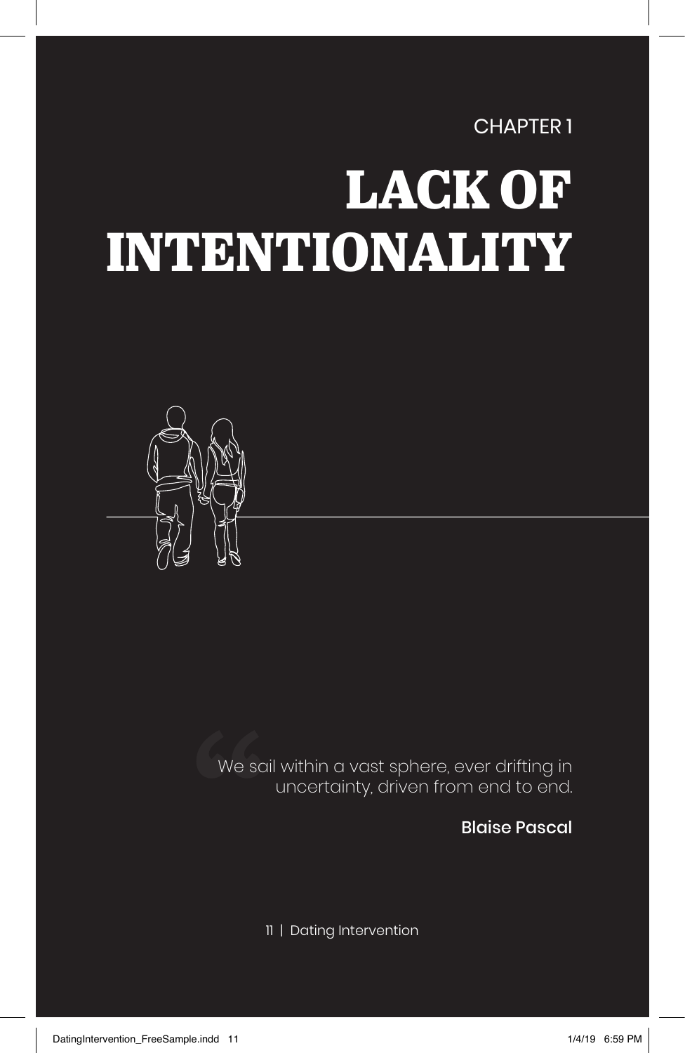CHAPTER 1

# LACK OF INTENTIONALITY

> We sail within a vast sphere, ever drifting in uncertainty, driven from end to end.
>
> **Blaise Pascal**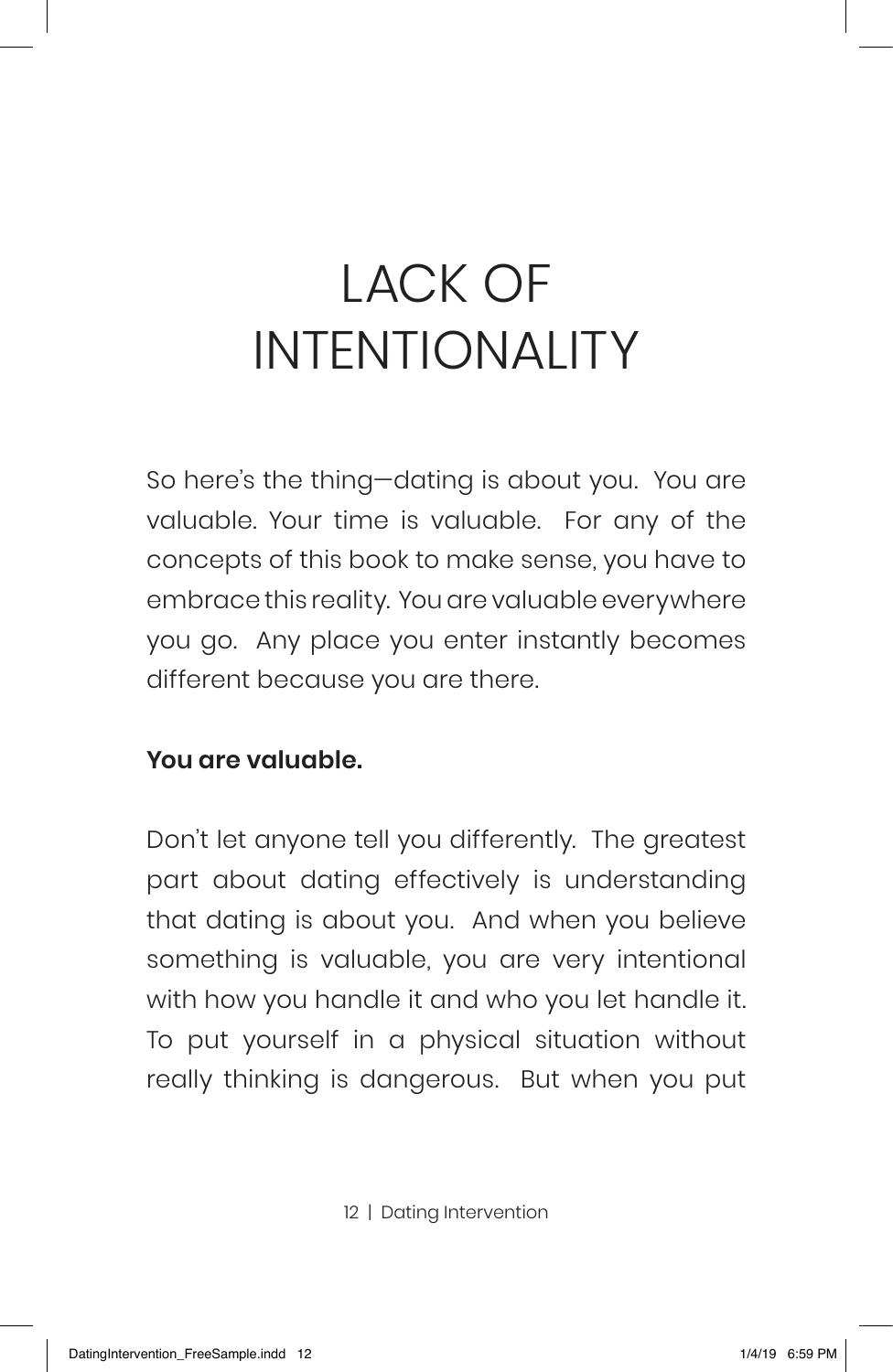# LACK OF INTENTIONALITY

So here's the thing—dating is about you. You are valuable. Your time is valuable. For any of the concepts of this book to make sense, you have to embrace this reality. You are valuable everywhere you go. Any place you enter instantly becomes different because you are there.

**You are valuable.**

Don't let anyone tell you differently. The greatest part about dating effectively is understanding that dating is about you. And when you believe something is valuable, you are very intentional with how you handle it and who you let handle it. To put yourself in a physical situation without really thinking is dangerous. But when you put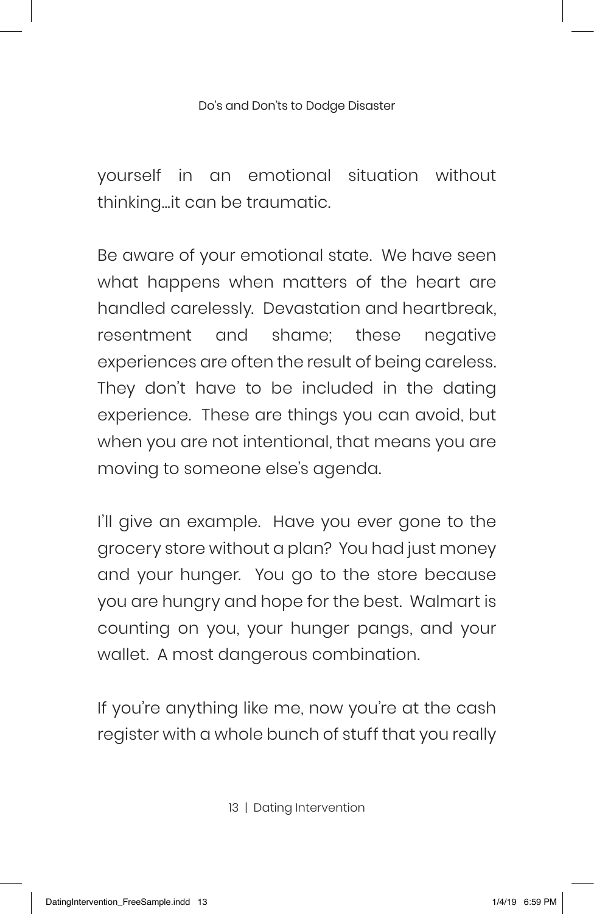yourself in an emotional situation without thinking…it can be traumatic.

Be aware of your emotional state. We have seen what happens when matters of the heart are handled carelessly. Devastation and heartbreak, resentment and shame; these negative experiences are often the result of being careless. They don't have to be included in the dating experience. These are things you can avoid, but when you are not intentional, that means you are moving to someone else's agenda.

I'll give an example. Have you ever gone to the grocery store without a plan? You had just money and your hunger. You go to the store because you are hungry and hope for the best. Walmart is counting on you, your hunger pangs, and your wallet. A most dangerous combination.

If you're anything like me, now you're at the cash register with a whole bunch of stuff that you really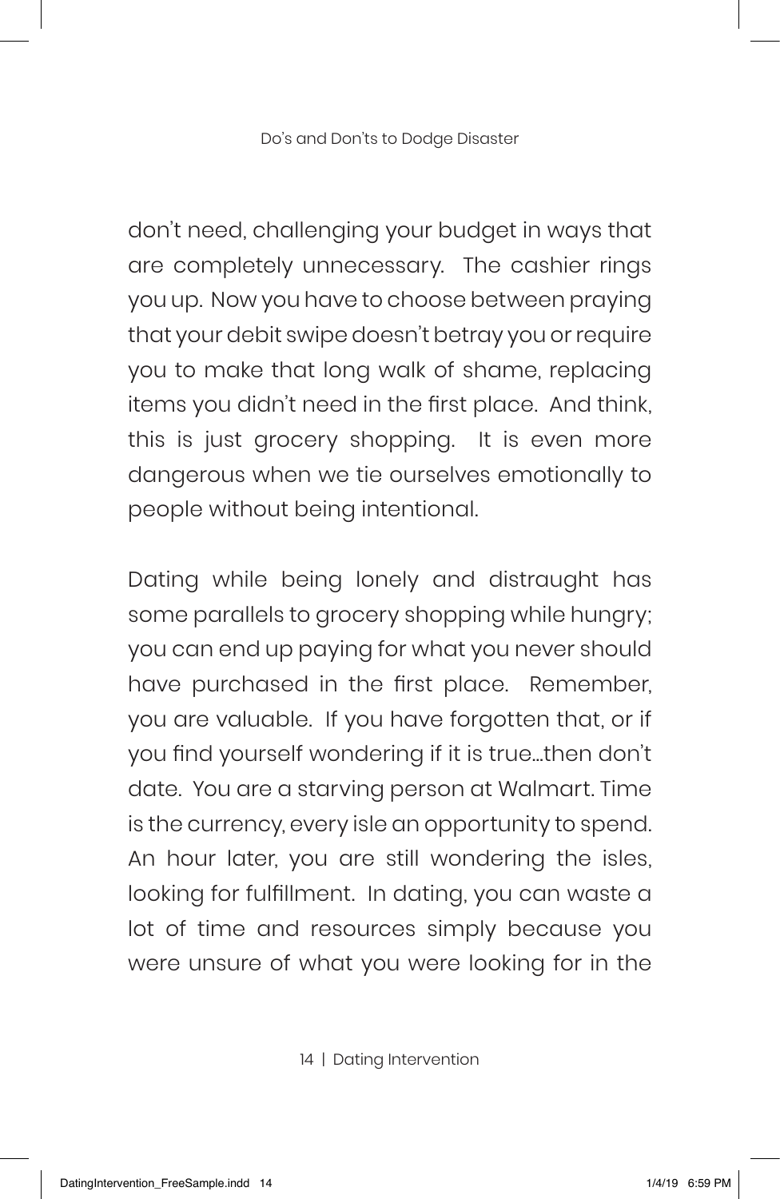don't need, challenging your budget in ways that are completely unnecessary. The cashier rings you up. Now you have to choose between praying that your debit swipe doesn't betray you or require you to make that long walk of shame, replacing items you didn't need in the first place. And think, this is just grocery shopping. It is even more dangerous when we tie ourselves emotionally to people without being intentional.

Dating while being lonely and distraught has some parallels to grocery shopping while hungry; you can end up paying for what you never should have purchased in the first place. Remember, you are valuable. If you have forgotten that, or if you find yourself wondering if it is true…then don't date. You are a starving person at Walmart. Time is the currency, every isle an opportunity to spend. An hour later, you are still wondering the isles, looking for fulfillment. In dating, you can waste a lot of time and resources simply because you were unsure of what you were looking for in the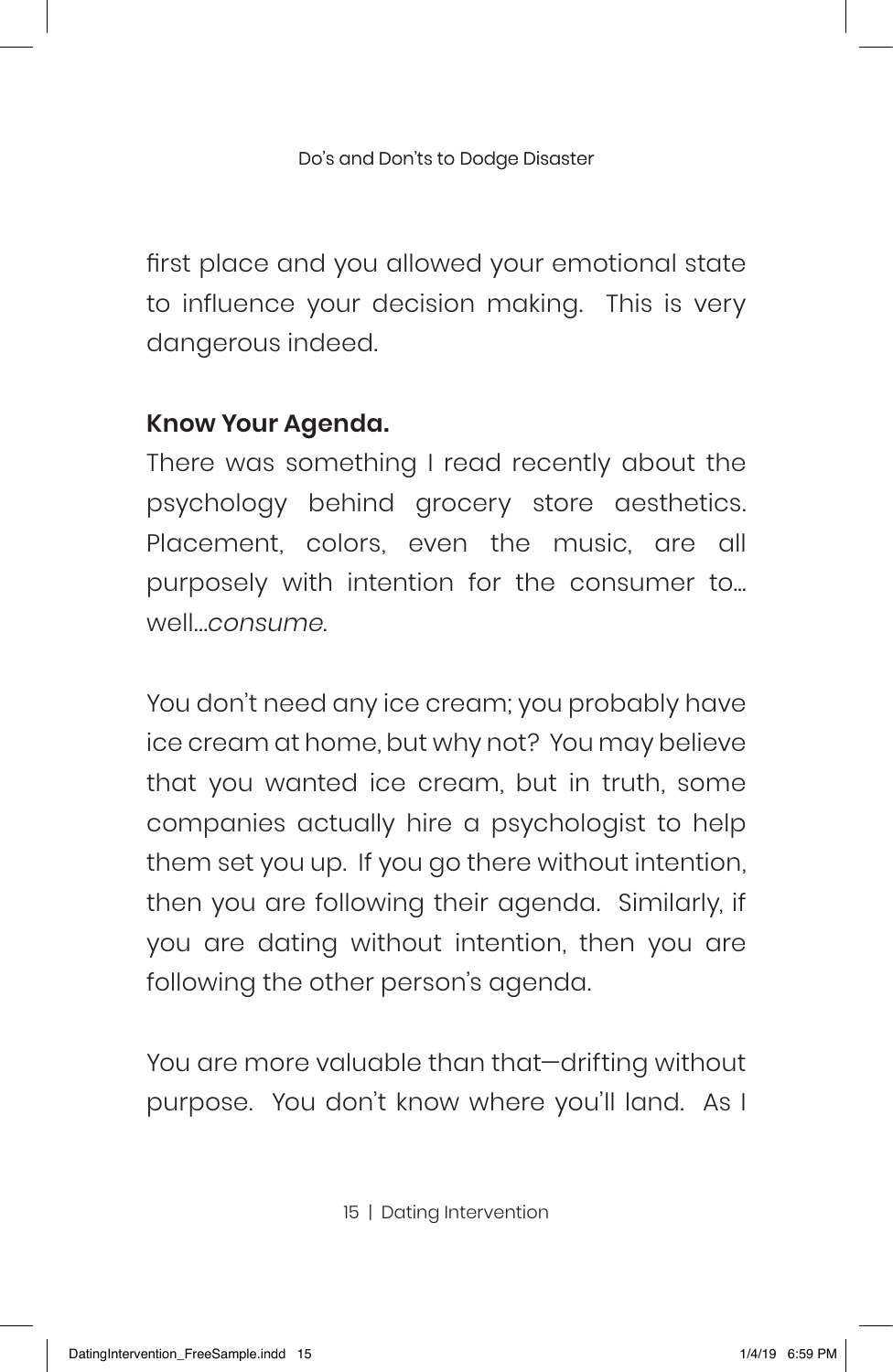first place and you allowed your emotional state to influence your decision making. This is very dangerous indeed.

**Know Your Agenda.**

There was something I read recently about the psychology behind grocery store aesthetics. Placement, colors, even the music, are all purposely with intention for the consumer to... well...*consume*.

You don't need any ice cream; you probably have ice cream at home, but why not? You may believe that you wanted ice cream, but in truth, some companies actually hire a psychologist to help them set you up. If you go there without intention, then you are following their agenda. Similarly, if you are dating without intention, then you are following the other person's agenda.

You are more valuable than that—drifting without purpose. You don't know where you'll land. As I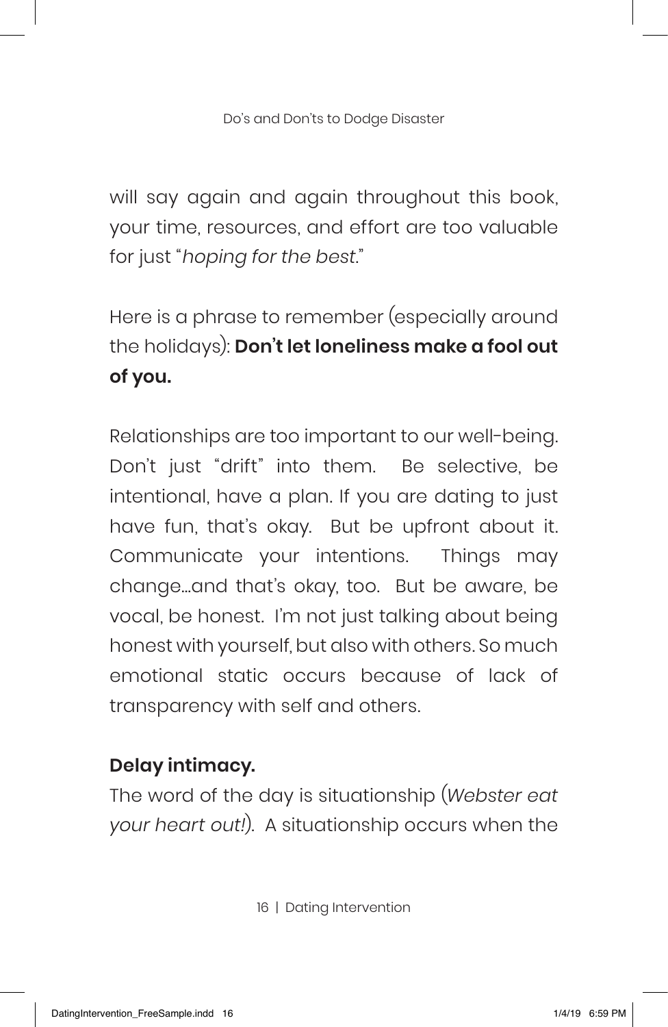will say again and again throughout this book, your time, resources, and effort are too valuable for just "*hoping for the best*."

Here is a phrase to remember (especially around the holidays): **Don't let loneliness make a fool out of you.**

Relationships are too important to our well-being. Don't just "drift" into them. Be selective, be intentional, have a plan. If you are dating to just have fun, that's okay. But be upfront about it. Communicate your intentions. Things may change…and that's okay, too. But be aware, be vocal, be honest. I'm not just talking about being honest with yourself, but also with others. So much emotional static occurs because of lack of transparency with self and others.

**Delay intimacy.**

The word of the day is situationship (*Webster eat your heart out!*). A situationship occurs when the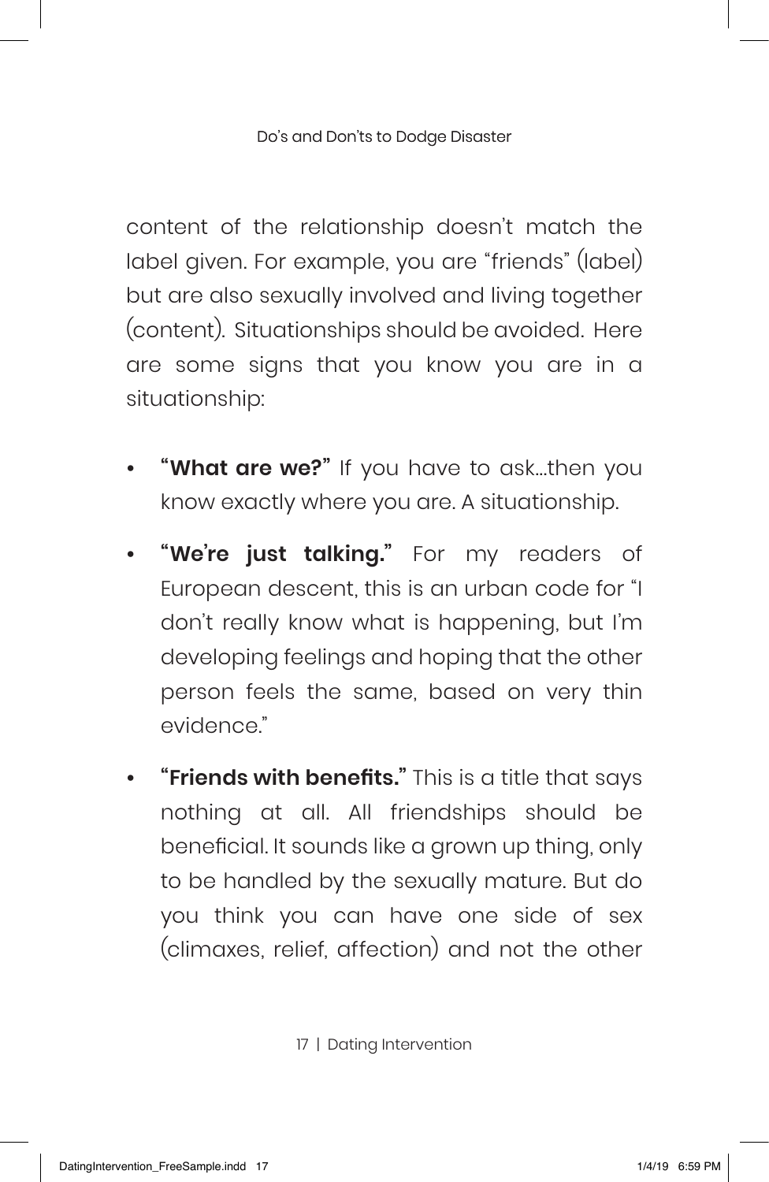content of the relationship doesn't match the label given. For example, you are "friends" (label) but are also sexually involved and living together (content). Situationships should be avoided. Here are some signs that you know you are in a situationship:

- **"What are we?"** If you have to ask…then you know exactly where you are. A situationship.
- **"We're just talking."** For my readers of European descent, this is an urban code for "I don't really know what is happening, but I'm developing feelings and hoping that the other person feels the same, based on very thin evidence."
- **"Friends with benefits."** This is a title that says nothing at all. All friendships should be beneficial. It sounds like a grown up thing, only to be handled by the sexually mature. But do you think you can have one side of sex (climaxes, relief, affection) and not the other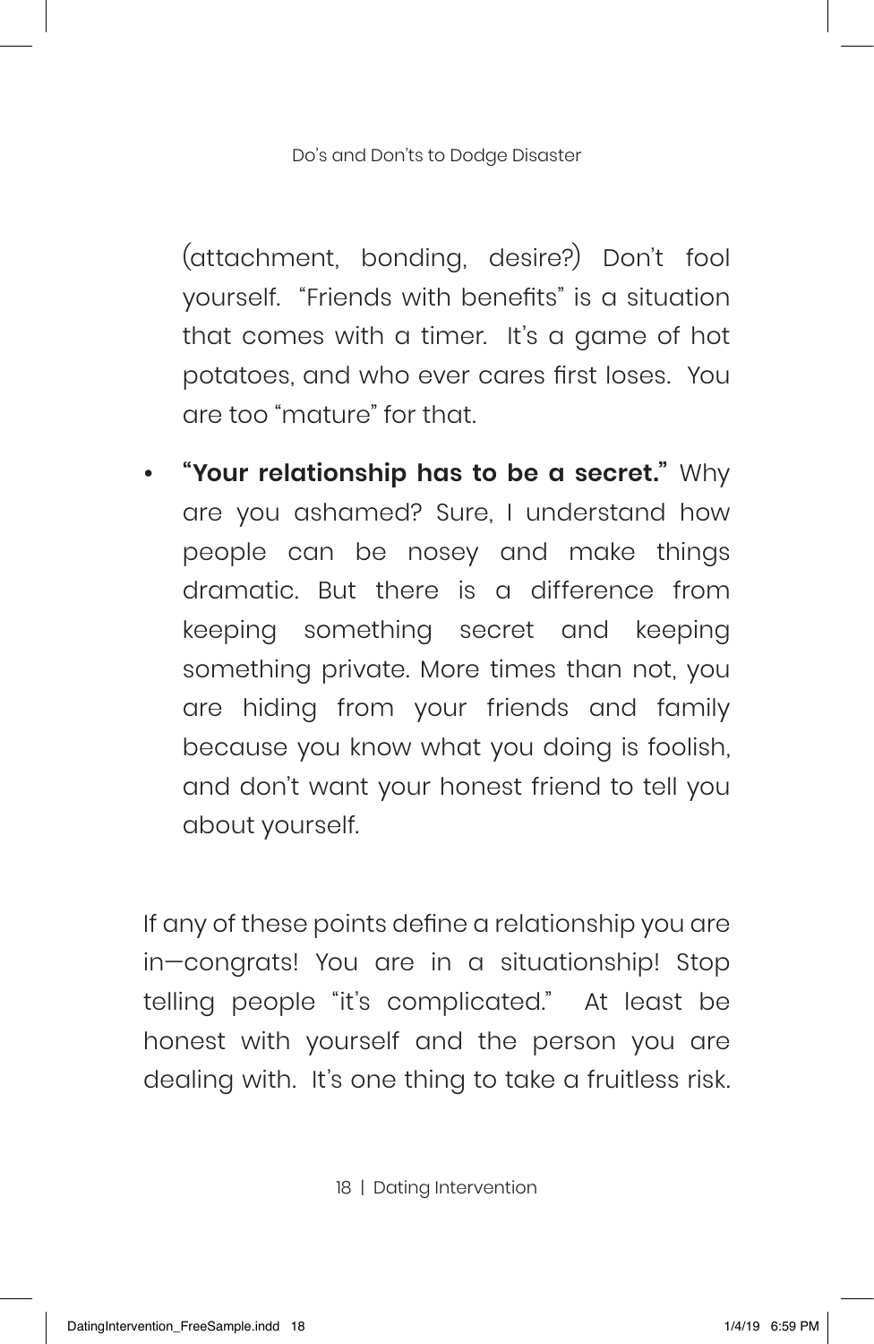(attachment, bonding, desire?) Don't fool yourself. "Friends with benefits" is a situation that comes with a timer. It's a game of hot potatoes, and who ever cares first loses. You are too "mature" for that.

- **"Your relationship has to be a secret."** Why are you ashamed? Sure, I understand how people can be nosey and make things dramatic. But there is a difference from keeping something secret and keeping something private. More times than not, you are hiding from your friends and family because you know what you doing is foolish, and don't want your honest friend to tell you about yourself.

If any of these points define a relationship you are in—congrats! You are in a situationship! Stop telling people "it's complicated." At least be honest with yourself and the person you are dealing with. It's one thing to take a fruitless risk.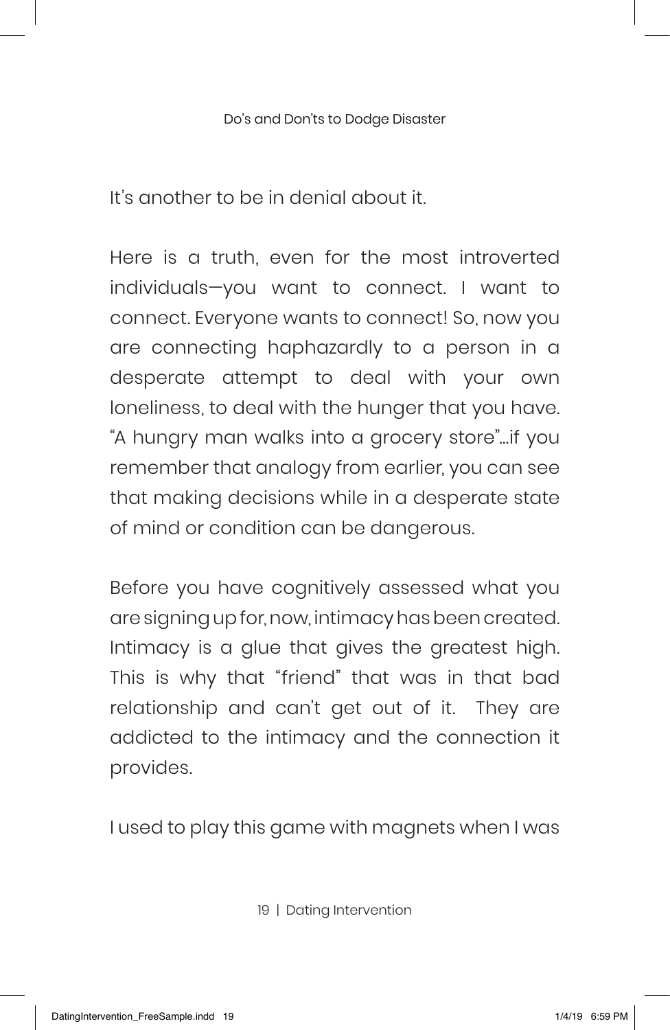It's another to be in denial about it.

Here is a truth, even for the most introverted individuals—you want to connect. I want to connect. Everyone wants to connect! So, now you are connecting haphazardly to a person in a desperate attempt to deal with your own loneliness, to deal with the hunger that you have. "A hungry man walks into a grocery store"...if you remember that analogy from earlier, you can see that making decisions while in a desperate state of mind or condition can be dangerous.

Before you have cognitively assessed what you are signing up for, now, intimacy has been created. Intimacy is a glue that gives the greatest high. This is why that "friend" that was in that bad relationship and can't get out of it. They are addicted to the intimacy and the connection it provides.

I used to play this game with magnets when I was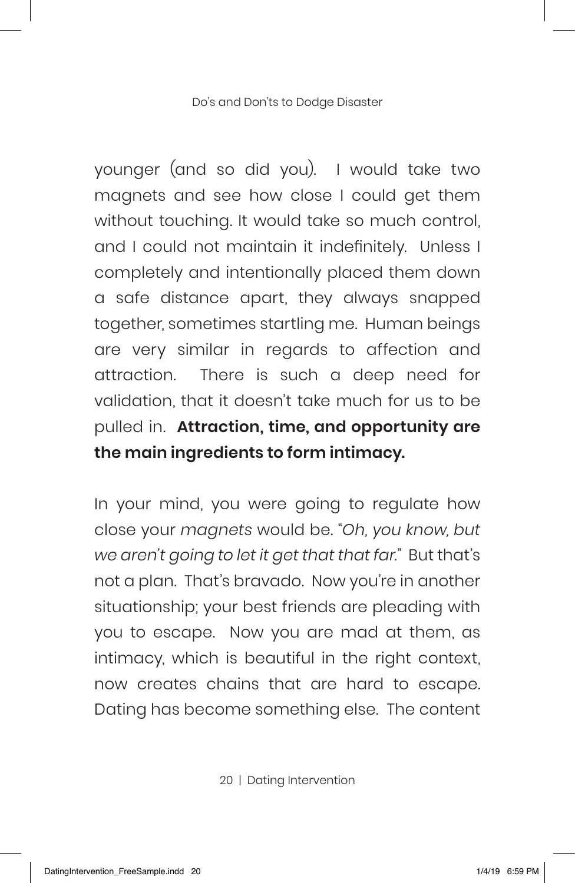younger (and so did you). I would take two magnets and see how close I could get them without touching. It would take so much control, and I could not maintain it indefinitely. Unless I completely and intentionally placed them down a safe distance apart, they always snapped together, sometimes startling me. Human beings are very similar in regards to affection and attraction. There is such a deep need for validation, that it doesn't take much for us to be pulled in. **Attraction, time, and opportunity are the main ingredients to form intimacy.**

In your mind, you were going to regulate how close your *magnets* would be. "*Oh, you know, but we aren't going to let it get that that far.*" But that's not a plan. That's bravado. Now you're in another situationship; your best friends are pleading with you to escape. Now you are mad at them, as intimacy, which is beautiful in the right context, now creates chains that are hard to escape. Dating has become something else. The content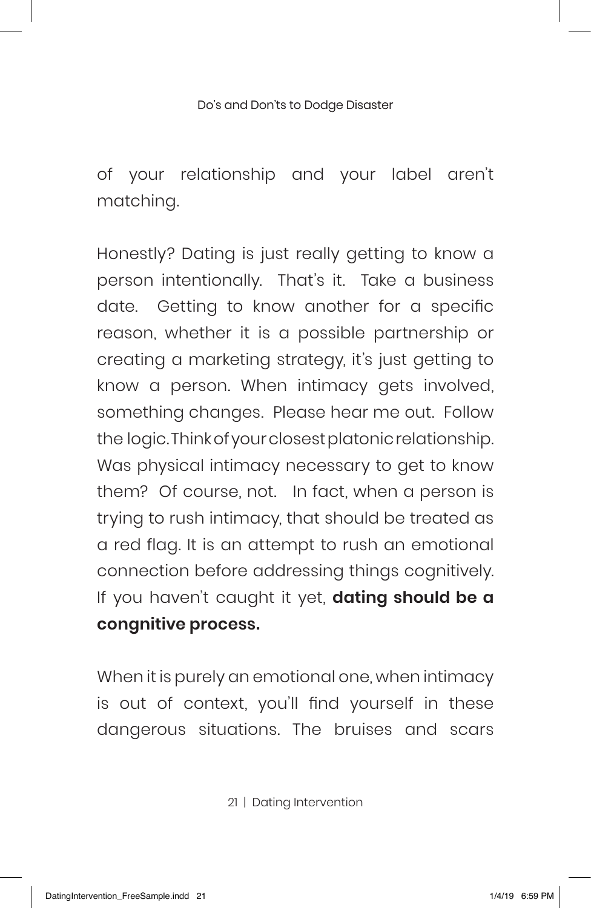of your relationship and your label aren't matching.

Honestly? Dating is just really getting to know a person intentionally. That's it. Take a business date. Getting to know another for a specific reason, whether it is a possible partnership or creating a marketing strategy, it's just getting to know a person. When intimacy gets involved, something changes. Please hear me out. Follow the logic. Think of your closest platonic relationship. Was physical intimacy necessary to get to know them? Of course, not. In fact, when a person is trying to rush intimacy, that should be treated as a red flag. It is an attempt to rush an emotional connection before addressing things cognitively. If you haven't caught it yet, **dating should be a congnitive process.**

When it is purely an emotional one, when intimacy is out of context, you'll find yourself in these dangerous situations. The bruises and scars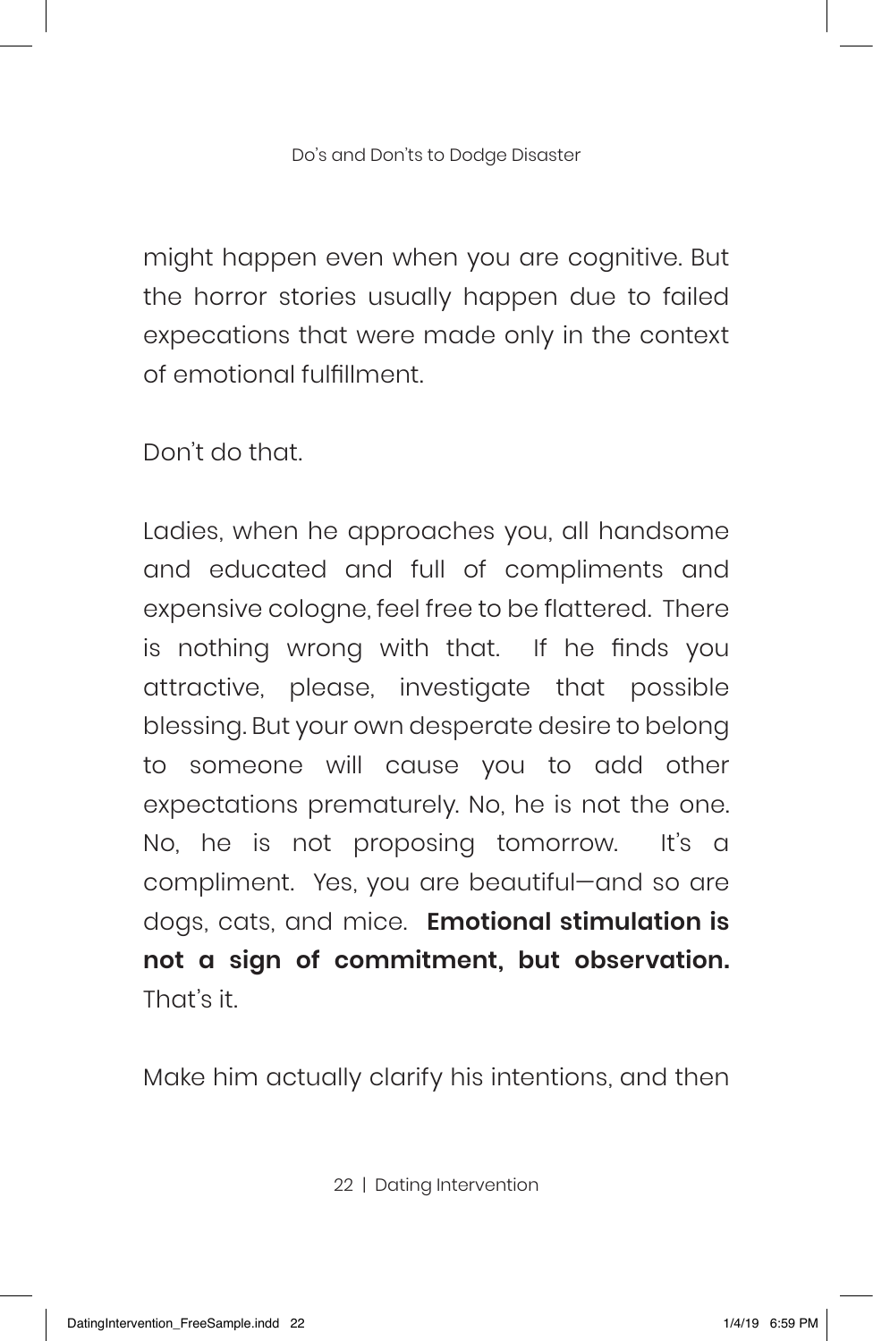might happen even when you are cognitive. But the horror stories usually happen due to failed expecations that were made only in the context of emotional fulfillment.

Don't do that.

Ladies, when he approaches you, all handsome and educated and full of compliments and expensive cologne, feel free to be flattered. There is nothing wrong with that. If he finds you attractive, please, investigate that possible blessing. But your own desperate desire to belong to someone will cause you to add other expectations prematurely. No, he is not the one. No, he is not proposing tomorrow. It's a compliment. Yes, you are beautiful—and so are dogs, cats, and mice. **Emotional stimulation is not a sign of commitment, but observation.** That's it.

Make him actually clarify his intentions, and then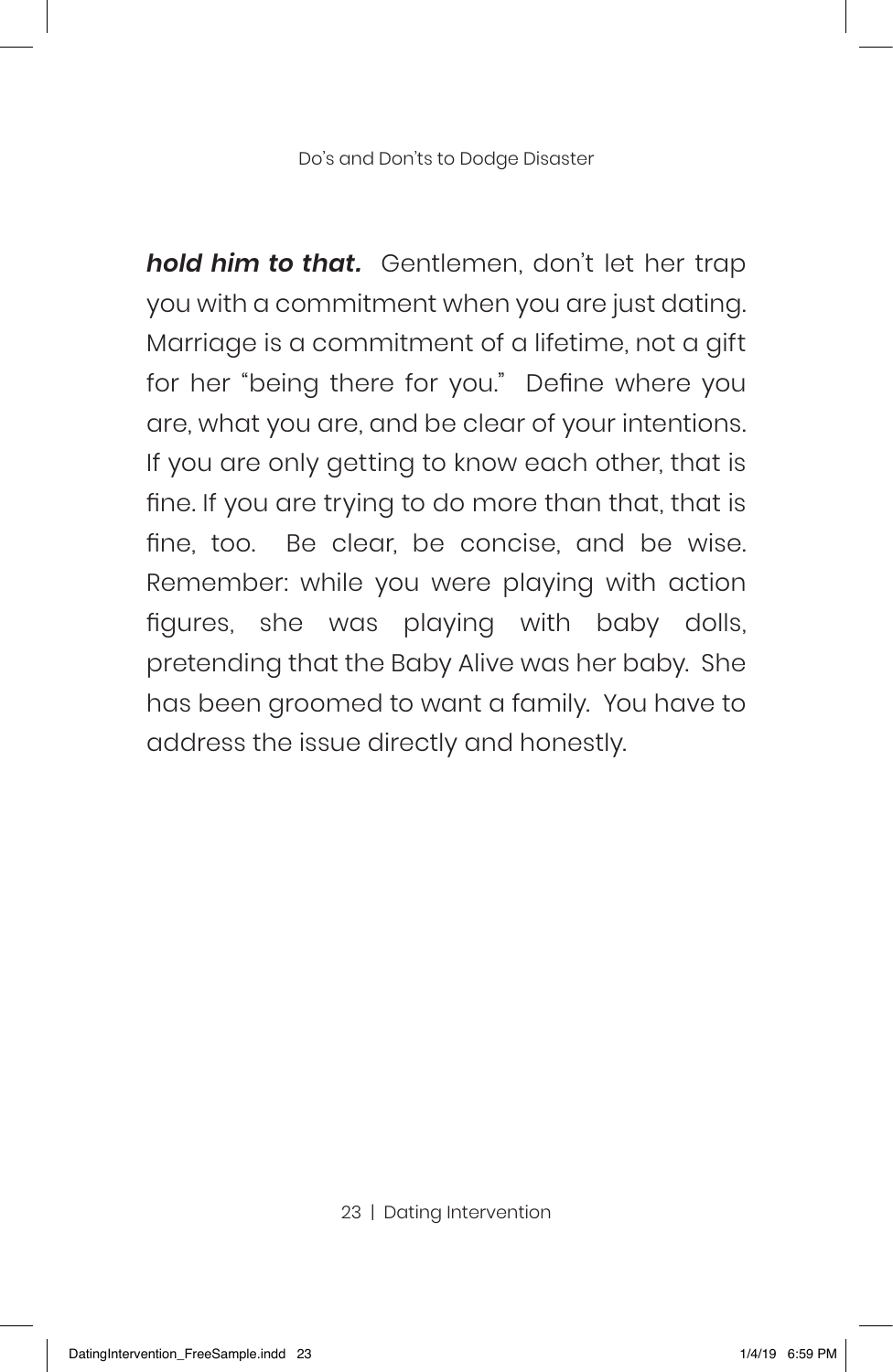***hold him to that.*** Gentlemen, don't let her trap you with a commitment when you are just dating. Marriage is a commitment of a lifetime, not a gift for her "being there for you." Define where you are, what you are, and be clear of your intentions. If you are only getting to know each other, that is fine. If you are trying to do more than that, that is fine, too. Be clear, be concise, and be wise. Remember: while you were playing with action figures, she was playing with baby dolls, pretending that the Baby Alive was her baby. She has been groomed to want a family. You have to address the issue directly and honestly.